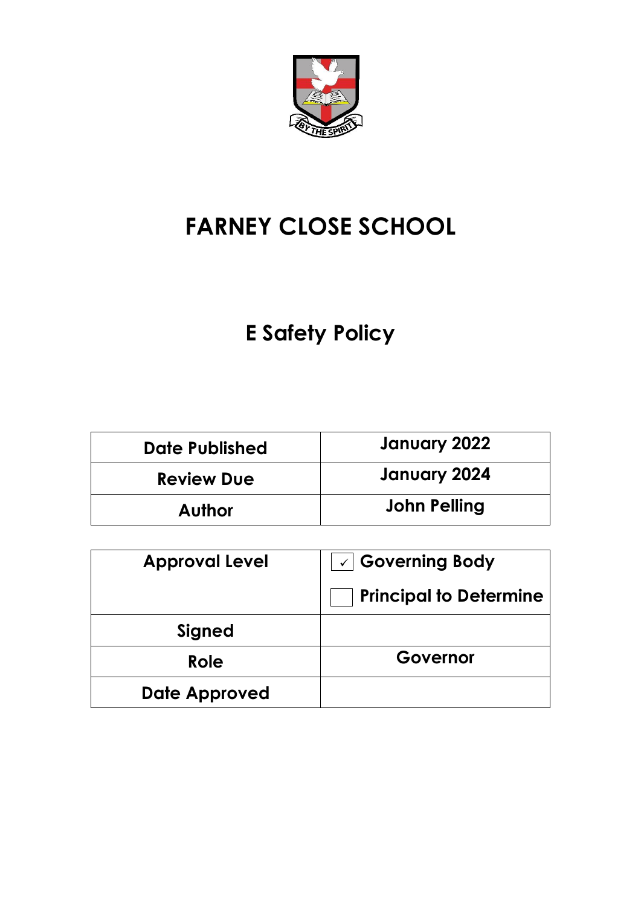# FARNEY CLOSE SCHOOL

## E Safety Policy

| Date Published | January 2022 |
|---|---|
| Review Due | January 2024 |
| Author | John Pelling |

| Approval Level | ☑ Governing Body<br>☐ Principal to Determine |
|---|---|
| Signed | |
| Role | Governor |
| Date Approved | |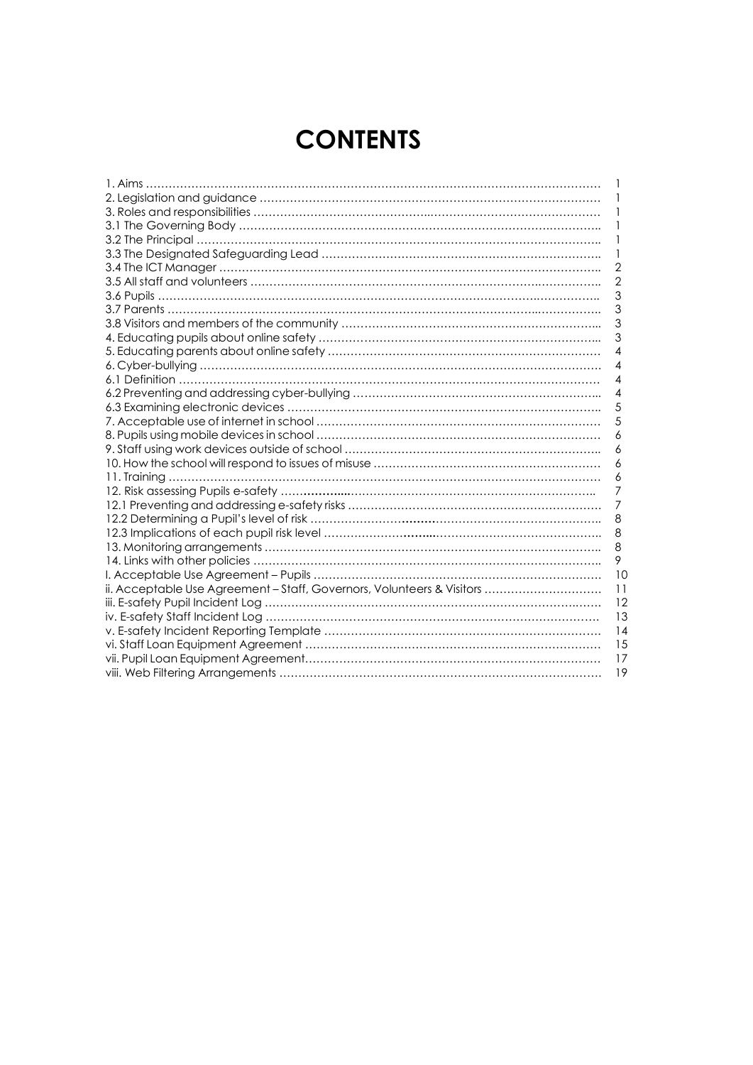# CONTENTS

| | |
|---|---|
| 1. Aims | 1 |
| 2. Legislation and guidance | 1 |
| 3. Roles and responsibilities | 1 |
| 3.1 The Governing Body | 1 |
| 3.2 The Principal | 1 |
| 3.3 The Designated Safeguarding Lead | 1 |
| 3.4 The ICT Manager | 2 |
| 3.5 All staff and volunteers | 2 |
| 3.6 Pupils | 3 |
| 3.7 Parents | 3 |
| 3.8 Visitors and members of the community | 3 |
| 4. Educating pupils about online safety | 3 |
| 5. Educating parents about online safety | 4 |
| 6. Cyber-bullying | 4 |
| 6.1 Definition | 4 |
| 6.2 Preventing and addressing cyber-bullying | 4 |
| 6.3 Examining electronic devices | 5 |
| 7. Acceptable use of internet in school | 5 |
| 8. Pupils using mobile devices in school | 6 |
| 9. Staff using work devices outside of school | 6 |
| 10. How the school will respond to issues of misuse | 6 |
| 11. Training | 6 |
| 12. Risk assessing Pupils e-safety | 7 |
| 12.1 Preventing and addressing e-safety risks | 7 |
| 12.2 Determining a Pupil's level of risk | 8 |
| 12.3 Implications of each pupil risk level | 8 |
| 13. Monitoring arrangements | 8 |
| 14. Links with other policies | 9 |
| I. Acceptable Use Agreement – Pupils | 10 |
| ii. Acceptable Use Agreement – Staff, Governors, Volunteers & Visitors | 11 |
| iii. E-safety Pupil Incident Log | 12 |
| iv. E-safety Staff Incident Log | 13 |
| v. E-safety Incident Reporting Template | 14 |
| vi. Staff Loan Equipment Agreement | 15 |
| vii. Pupil Loan Equipment Agreement | 17 |
| viii. Web Filtering Arrangements | 19 |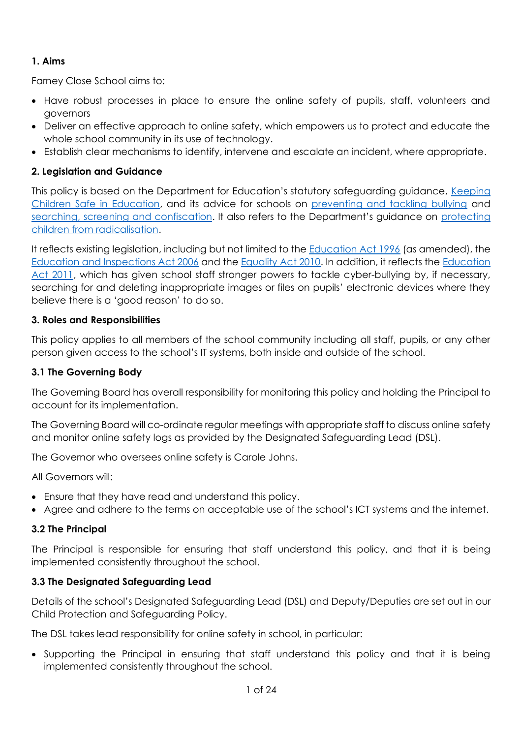### 1. Aims

Farney Close School aims to:

- Have robust processes in place to ensure the online safety of pupils, staff, volunteers and governors
- Deliver an effective approach to online safety, which empowers us to protect and educate the whole school community in its use of technology.
- Establish clear mechanisms to identify, intervene and escalate an incident, where appropriate.

### 2. Legislation and Guidance

This policy is based on the Department for Education's statutory safeguarding guidance, Keeping Children Safe in Education, and its advice for schools on preventing and tackling bullying and searching, screening and confiscation. It also refers to the Department's guidance on protecting children from radicalisation.

It reflects existing legislation, including but not limited to the Education Act 1996 (as amended), the Education and Inspections Act 2006 and the Equality Act 2010. In addition, it reflects the Education Act 2011, which has given school staff stronger powers to tackle cyber-bullying by, if necessary, searching for and deleting inappropriate images or files on pupils' electronic devices where they believe there is a 'good reason' to do so.

### 3. Roles and Responsibilities

This policy applies to all members of the school community including all staff, pupils, or any other person given access to the school's IT systems, both inside and outside of the school.

#### 3.1 The Governing Body

The Governing Board has overall responsibility for monitoring this policy and holding the Principal to account for its implementation.

The Governing Board will co-ordinate regular meetings with appropriate staff to discuss online safety and monitor online safety logs as provided by the Designated Safeguarding Lead (DSL).

The Governor who oversees online safety is Carole Johns.

All Governors will:

- Ensure that they have read and understand this policy.
- Agree and adhere to the terms on acceptable use of the school's ICT systems and the internet.

#### 3.2 The Principal

The Principal is responsible for ensuring that staff understand this policy, and that it is being implemented consistently throughout the school.

#### 3.3 The Designated Safeguarding Lead

Details of the school's Designated Safeguarding Lead (DSL) and Deputy/Deputies are set out in our Child Protection and Safeguarding Policy.

The DSL takes lead responsibility for online safety in school, in particular:

- Supporting the Principal in ensuring that staff understand this policy and that it is being implemented consistently throughout the school.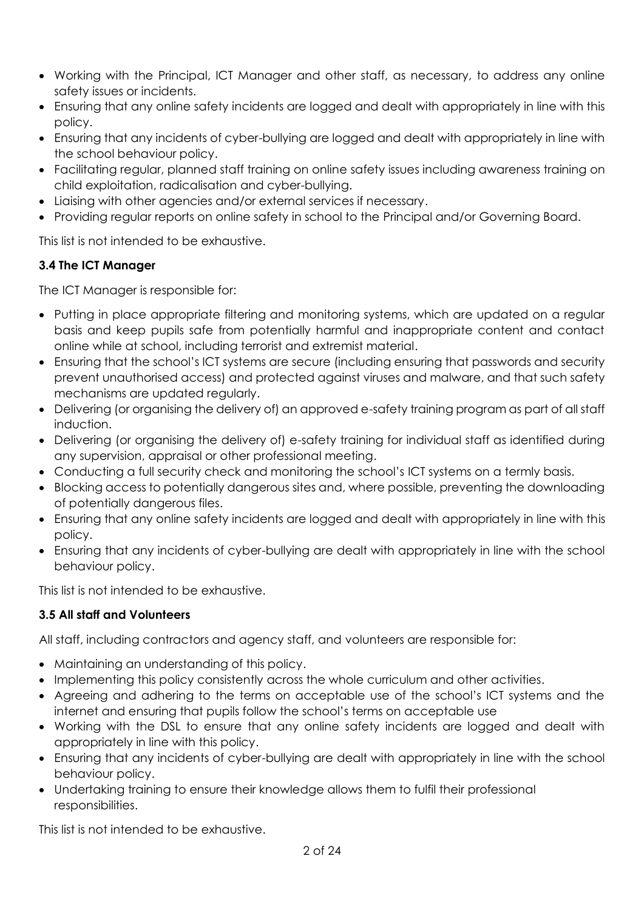- Working with the Principal, ICT Manager and other staff, as necessary, to address any online safety issues or incidents.
- Ensuring that any online safety incidents are logged and dealt with appropriately in line with this policy.
- Ensuring that any incidents of cyber-bullying are logged and dealt with appropriately in line with the school behaviour policy.
- Facilitating regular, planned staff training on online safety issues including awareness training on child exploitation, radicalisation and cyber-bullying.
- Liaising with other agencies and/or external services if necessary.
- Providing regular reports on online safety in school to the Principal and/or Governing Board.

This list is not intended to be exhaustive.

### 3.4 The ICT Manager

The ICT Manager is responsible for:

- Putting in place appropriate filtering and monitoring systems, which are updated on a regular basis and keep pupils safe from potentially harmful and inappropriate content and contact online while at school, including terrorist and extremist material.
- Ensuring that the school's ICT systems are secure (including ensuring that passwords and security prevent unauthorised access) and protected against viruses and malware, and that such safety mechanisms are updated regularly.
- Delivering (or organising the delivery of) an approved e-safety training program as part of all staff induction.
- Delivering (or organising the delivery of) e-safety training for individual staff as identified during any supervision, appraisal or other professional meeting.
- Conducting a full security check and monitoring the school's ICT systems on a termly basis.
- Blocking access to potentially dangerous sites and, where possible, preventing the downloading of potentially dangerous files.
- Ensuring that any online safety incidents are logged and dealt with appropriately in line with this policy.
- Ensuring that any incidents of cyber-bullying are dealt with appropriately in line with the school behaviour policy.

This list is not intended to be exhaustive.

### 3.5 All staff and Volunteers

All staff, including contractors and agency staff, and volunteers are responsible for:

- Maintaining an understanding of this policy.
- Implementing this policy consistently across the whole curriculum and other activities.
- Agreeing and adhering to the terms on acceptable use of the school's ICT systems and the internet and ensuring that pupils follow the school's terms on acceptable use
- Working with the DSL to ensure that any online safety incidents are logged and dealt with appropriately in line with this policy.
- Ensuring that any incidents of cyber-bullying are dealt with appropriately in line with the school behaviour policy.
- Undertaking training to ensure their knowledge allows them to fulfil their professional responsibilities.

This list is not intended to be exhaustive.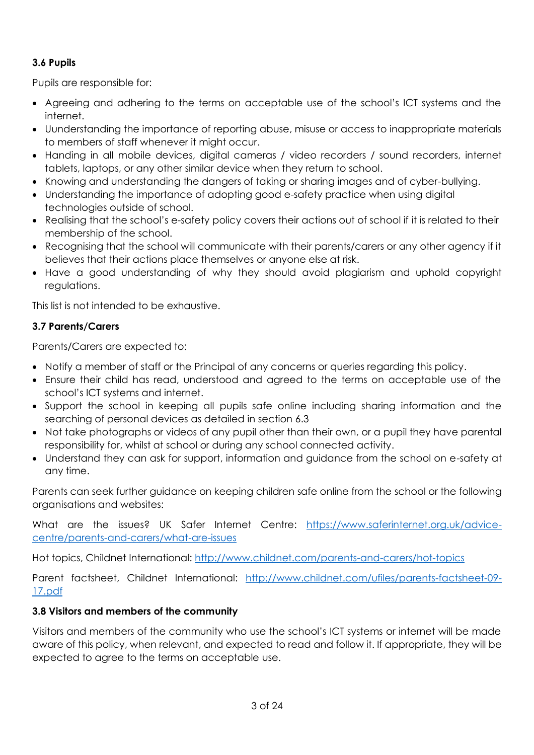**3.6 Pupils**

Pupils are responsible for:

- Agreeing and adhering to the terms on acceptable use of the school's ICT systems and the internet.
- Uunderstanding the importance of reporting abuse, misuse or access to inappropriate materials to members of staff whenever it might occur.
- Handing in all mobile devices, digital cameras / video recorders / sound recorders, internet tablets, laptops, or any other similar device when they return to school.
- Knowing and understanding the dangers of taking or sharing images and of cyber-bullying.
- Understanding the importance of adopting good e-safety practice when using digital technologies outside of school.
- Realising that the school's e-safety policy covers their actions out of school if it is related to their membership of the school.
- Recognising that the school will communicate with their parents/carers or any other agency if it believes that their actions place themselves or anyone else at risk.
- Have a good understanding of why they should avoid plagiarism and uphold copyright regulations.

This list is not intended to be exhaustive.

**3.7 Parents/Carers**

Parents/Carers are expected to:

- Notify a member of staff or the Principal of any concerns or queries regarding this policy.
- Ensure their child has read, understood and agreed to the terms on acceptable use of the school's ICT systems and internet.
- Support the school in keeping all pupils safe online including sharing information and the searching of personal devices as detailed in section 6.3
- Not take photographs or videos of any pupil other than their own, or a pupil they have parental responsibility for, whilst at school or during any school connected activity.
- Understand they can ask for support, information and guidance from the school on e-safety at any time.

Parents can seek further guidance on keeping children safe online from the school or the following organisations and websites:

What are the issues? UK Safer Internet Centre: https://www.saferinternet.org.uk/advice-centre/parents-and-carers/what-are-issues

Hot topics, Childnet International: http://www.childnet.com/parents-and-carers/hot-topics

Parent factsheet, Childnet International: http://www.childnet.com/ufiles/parents-factsheet-09-17.pdf

**3.8 Visitors and members of the community**

Visitors and members of the community who use the school's ICT systems or internet will be made aware of this policy, when relevant, and expected to read and follow it. If appropriate, they will be expected to agree to the terms on acceptable use.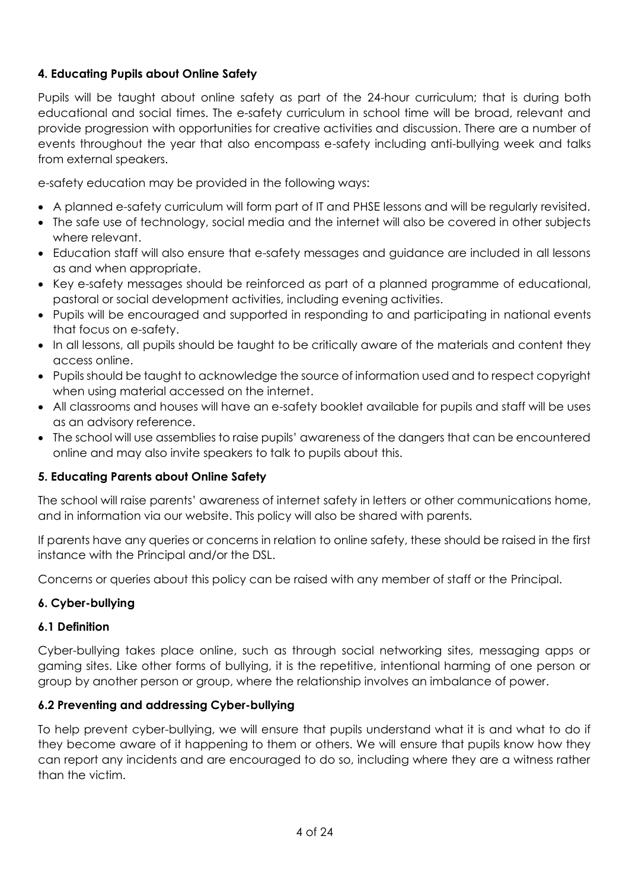### 4. Educating Pupils about Online Safety

Pupils will be taught about online safety as part of the 24-hour curriculum; that is during both educational and social times. The e-safety curriculum in school time will be broad, relevant and provide progression with opportunities for creative activities and discussion. There are a number of events throughout the year that also encompass e-safety including anti-bullying week and talks from external speakers.

e-safety education may be provided in the following ways:

- A planned e-safety curriculum will form part of IT and PHSE lessons and will be regularly revisited.
- The safe use of technology, social media and the internet will also be covered in other subjects where relevant.
- Education staff will also ensure that e-safety messages and guidance are included in all lessons as and when appropriate.
- Key e-safety messages should be reinforced as part of a planned programme of educational, pastoral or social development activities, including evening activities.
- Pupils will be encouraged and supported in responding to and participating in national events that focus on e-safety.
- In all lessons, all pupils should be taught to be critically aware of the materials and content they access online.
- Pupils should be taught to acknowledge the source of information used and to respect copyright when using material accessed on the internet.
- All classrooms and houses will have an e-safety booklet available for pupils and staff will be uses as an advisory reference.
- The school will use assemblies to raise pupils' awareness of the dangers that can be encountered online and may also invite speakers to talk to pupils about this.

### 5. Educating Parents about Online Safety

The school will raise parents' awareness of internet safety in letters or other communications home, and in information via our website. This policy will also be shared with parents.

If parents have any queries or concerns in relation to online safety, these should be raised in the first instance with the Principal and/or the DSL.

Concerns or queries about this policy can be raised with any member of staff or the Principal.

### 6. Cyber-bullying

#### 6.1 Definition

Cyber-bullying takes place online, such as through social networking sites, messaging apps or gaming sites. Like other forms of bullying, it is the repetitive, intentional harming of one person or group by another person or group, where the relationship involves an imbalance of power.

#### 6.2 Preventing and addressing Cyber-bullying

To help prevent cyber-bullying, we will ensure that pupils understand what it is and what to do if they become aware of it happening to them or others. We will ensure that pupils know how they can report any incidents and are encouraged to do so, including where they are a witness rather than the victim.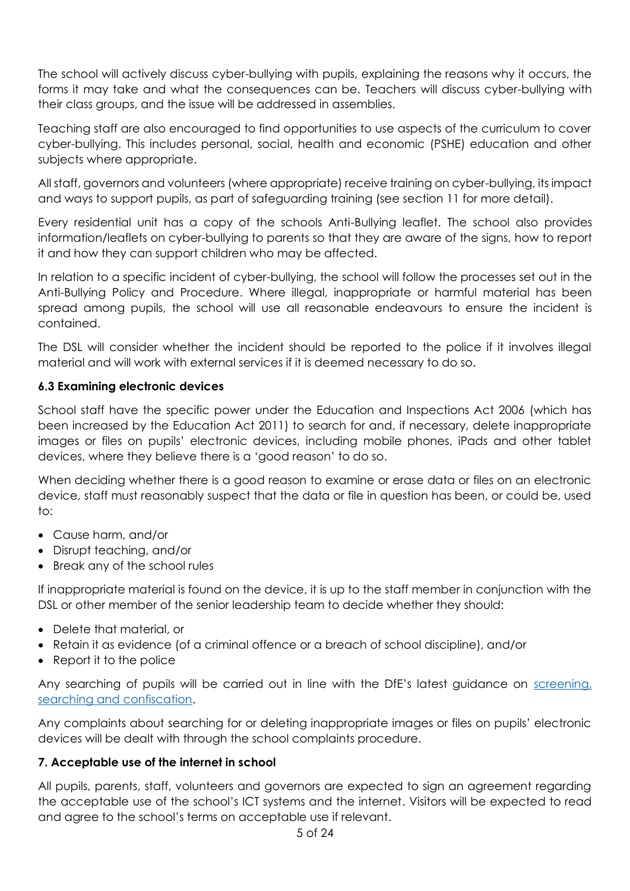The school will actively discuss cyber-bullying with pupils, explaining the reasons why it occurs, the forms it may take and what the consequences can be. Teachers will discuss cyber-bullying with their class groups, and the issue will be addressed in assemblies.

Teaching staff are also encouraged to find opportunities to use aspects of the curriculum to cover cyber-bullying. This includes personal, social, health and economic (PSHE) education and other subjects where appropriate.

All staff, governors and volunteers (where appropriate) receive training on cyber-bullying, its impact and ways to support pupils, as part of safeguarding training (see section 11 for more detail).

Every residential unit has a copy of the schools Anti-Bullying leaflet. The school also provides information/leaflets on cyber-bullying to parents so that they are aware of the signs, how to report it and how they can support children who may be affected.

In relation to a specific incident of cyber-bullying, the school will follow the processes set out in the Anti-Bullying Policy and Procedure. Where illegal, inappropriate or harmful material has been spread among pupils, the school will use all reasonable endeavours to ensure the incident is contained.

The DSL will consider whether the incident should be reported to the police if it involves illegal material and will work with external services if it is deemed necessary to do so.

### 6.3 Examining electronic devices

School staff have the specific power under the Education and Inspections Act 2006 (which has been increased by the Education Act 2011) to search for and, if necessary, delete inappropriate images or files on pupils' electronic devices, including mobile phones, iPads and other tablet devices, where they believe there is a 'good reason' to do so.

When deciding whether there is a good reason to examine or erase data or files on an electronic device, staff must reasonably suspect that the data or file in question has been, or could be, used to:

- Cause harm, and/or
- Disrupt teaching, and/or
- Break any of the school rules

If inappropriate material is found on the device, it is up to the staff member in conjunction with the DSL or other member of the senior leadership team to decide whether they should:

- Delete that material, or
- Retain it as evidence (of a criminal offence or a breach of school discipline), and/or
- Report it to the police

Any searching of pupils will be carried out in line with the DfE's latest guidance on [screening, searching and confiscation](screening, searching and confiscation).

Any complaints about searching for or deleting inappropriate images or files on pupils' electronic devices will be dealt with through the school complaints procedure.

## 7. Acceptable use of the internet in school

All pupils, parents, staff, volunteers and governors are expected to sign an agreement regarding the acceptable use of the school's ICT systems and the internet. Visitors will be expected to read and agree to the school's terms on acceptable use if relevant.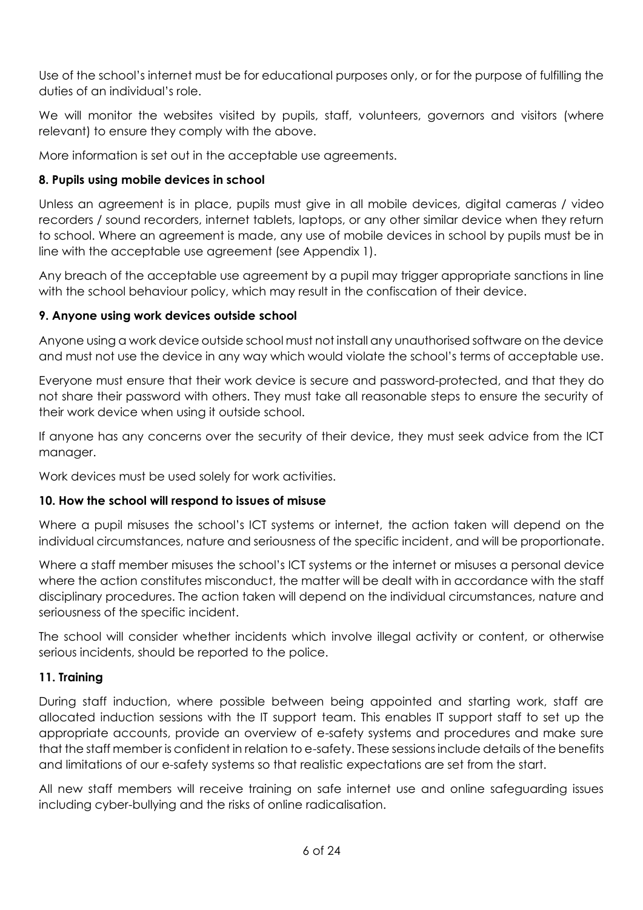Use of the school's internet must be for educational purposes only, or for the purpose of fulfilling the duties of an individual's role.

We will monitor the websites visited by pupils, staff, volunteers, governors and visitors (where relevant) to ensure they comply with the above.

More information is set out in the acceptable use agreements.

**8. Pupils using mobile devices in school**

Unless an agreement is in place, pupils must give in all mobile devices, digital cameras / video recorders / sound recorders, internet tablets, laptops, or any other similar device when they return to school. Where an agreement is made, any use of mobile devices in school by pupils must be in line with the acceptable use agreement (see Appendix 1).

Any breach of the acceptable use agreement by a pupil may trigger appropriate sanctions in line with the school behaviour policy, which may result in the confiscation of their device.

**9. Anyone using work devices outside school**

Anyone using a work device outside school must not install any unauthorised software on the device and must not use the device in any way which would violate the school's terms of acceptable use.

Everyone must ensure that their work device is secure and password-protected, and that they do not share their password with others. They must take all reasonable steps to ensure the security of their work device when using it outside school.

If anyone has any concerns over the security of their device, they must seek advice from the ICT manager.

Work devices must be used solely for work activities.

**10. How the school will respond to issues of misuse**

Where a pupil misuses the school's ICT systems or internet, the action taken will depend on the individual circumstances, nature and seriousness of the specific incident, and will be proportionate.

Where a staff member misuses the school's ICT systems or the internet or misuses a personal device where the action constitutes misconduct, the matter will be dealt with in accordance with the staff disciplinary procedures. The action taken will depend on the individual circumstances, nature and seriousness of the specific incident.

The school will consider whether incidents which involve illegal activity or content, or otherwise serious incidents, should be reported to the police.

**11. Training**

During staff induction, where possible between being appointed and starting work, staff are allocated induction sessions with the IT support team. This enables IT support staff to set up the appropriate accounts, provide an overview of e-safety systems and procedures and make sure that the staff member is confident in relation to e-safety. These sessions include details of the benefits and limitations of our e-safety systems so that realistic expectations are set from the start.

All new staff members will receive training on safe internet use and online safeguarding issues including cyber-bullying and the risks of online radicalisation.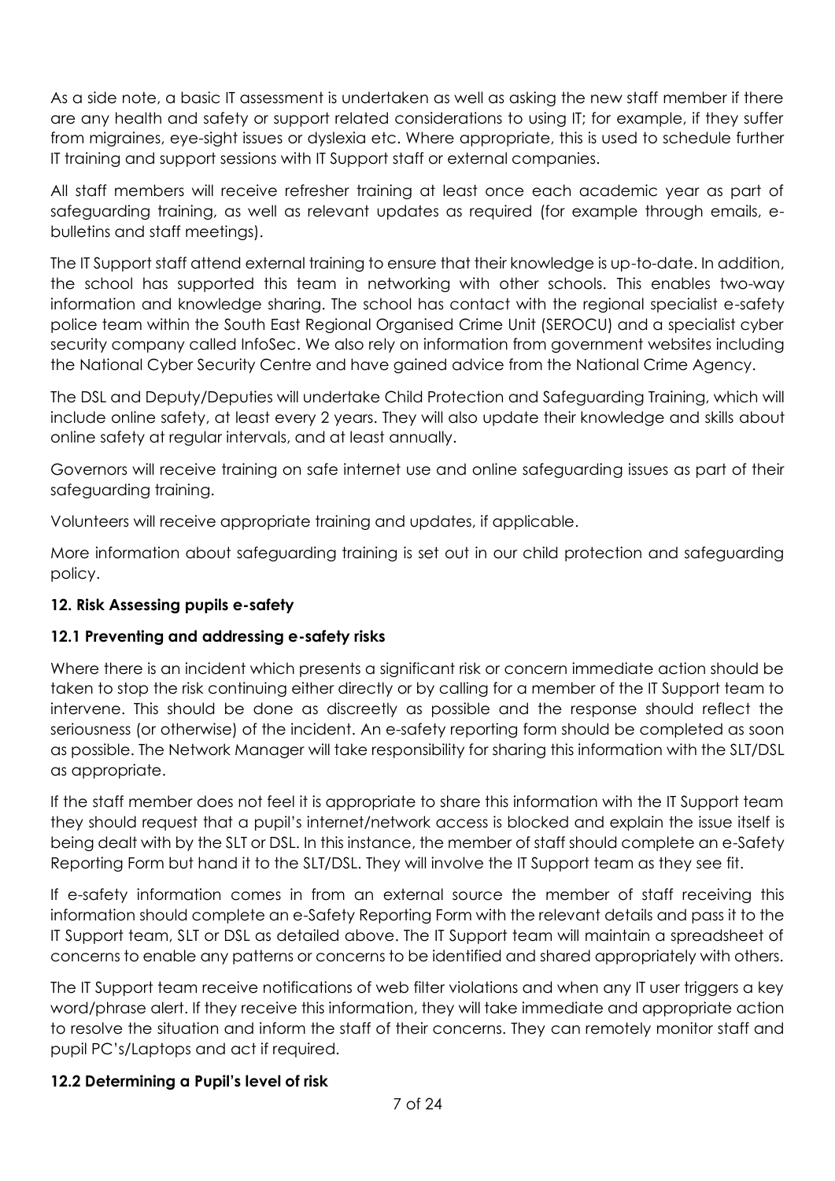As a side note, a basic IT assessment is undertaken as well as asking the new staff member if there are any health and safety or support related considerations to using IT; for example, if they suffer from migraines, eye-sight issues or dyslexia etc. Where appropriate, this is used to schedule further IT training and support sessions with IT Support staff or external companies.

All staff members will receive refresher training at least once each academic year as part of safeguarding training, as well as relevant updates as required (for example through emails, e-bulletins and staff meetings).

The IT Support staff attend external training to ensure that their knowledge is up-to-date. In addition, the school has supported this team in networking with other schools. This enables two-way information and knowledge sharing. The school has contact with the regional specialist e-safety police team within the South East Regional Organised Crime Unit (SEROCU) and a specialist cyber security company called InfoSec. We also rely on information from government websites including the National Cyber Security Centre and have gained advice from the National Crime Agency.

The DSL and Deputy/Deputies will undertake Child Protection and Safeguarding Training, which will include online safety, at least every 2 years. They will also update their knowledge and skills about online safety at regular intervals, and at least annually.

Governors will receive training on safe internet use and online safeguarding issues as part of their safeguarding training.

Volunteers will receive appropriate training and updates, if applicable.

More information about safeguarding training is set out in our child protection and safeguarding policy.

## 12. Risk Assessing pupils e-safety

### 12.1 Preventing and addressing e-safety risks

Where there is an incident which presents a significant risk or concern immediate action should be taken to stop the risk continuing either directly or by calling for a member of the IT Support team to intervene. This should be done as discreetly as possible and the response should reflect the seriousness (or otherwise) of the incident. An e-safety reporting form should be completed as soon as possible. The Network Manager will take responsibility for sharing this information with the SLT/DSL as appropriate.

If the staff member does not feel it is appropriate to share this information with the IT Support team they should request that a pupil's internet/network access is blocked and explain the issue itself is being dealt with by the SLT or DSL. In this instance, the member of staff should complete an e-Safety Reporting Form but hand it to the SLT/DSL. They will involve the IT Support team as they see fit.

If e-safety information comes in from an external source the member of staff receiving this information should complete an e-Safety Reporting Form with the relevant details and pass it to the IT Support team, SLT or DSL as detailed above. The IT Support team will maintain a spreadsheet of concerns to enable any patterns or concerns to be identified and shared appropriately with others.

The IT Support team receive notifications of web filter violations and when any IT user triggers a key word/phrase alert. If they receive this information, they will take immediate and appropriate action to resolve the situation and inform the staff of their concerns. They can remotely monitor staff and pupil PC's/Laptops and act if required.

### 12.2 Determining a Pupil's level of risk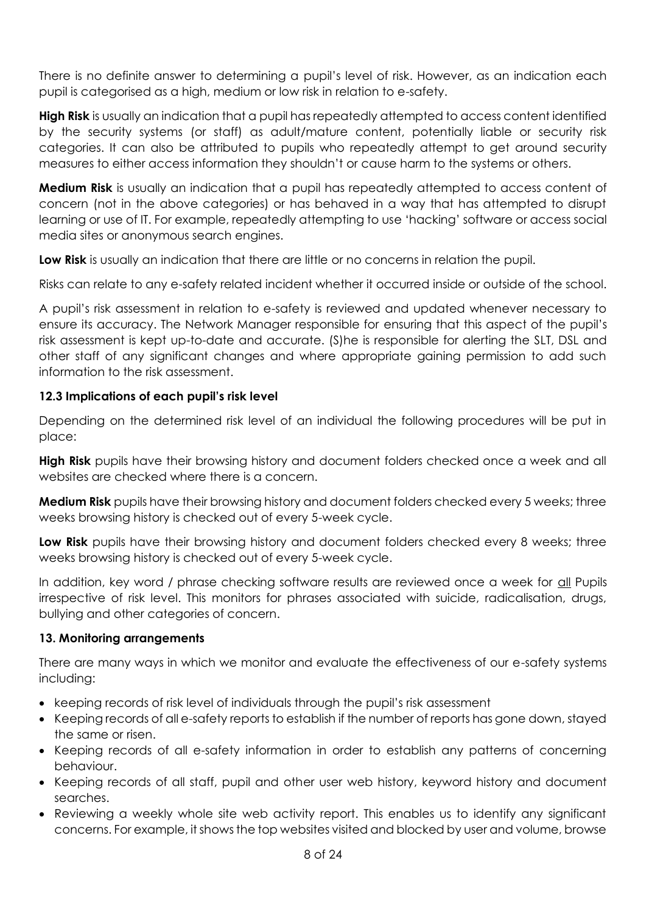There is no definite answer to determining a pupil's level of risk. However, as an indication each pupil is categorised as a high, medium or low risk in relation to e-safety.

**High Risk** is usually an indication that a pupil has repeatedly attempted to access content identified by the security systems (or staff) as adult/mature content, potentially liable or security risk categories. It can also be attributed to pupils who repeatedly attempt to get around security measures to either access information they shouldn't or cause harm to the systems or others.

**Medium Risk** is usually an indication that a pupil has repeatedly attempted to access content of concern (not in the above categories) or has behaved in a way that has attempted to disrupt learning or use of IT. For example, repeatedly attempting to use 'hacking' software or access social media sites or anonymous search engines.

**Low Risk** is usually an indication that there are little or no concerns in relation the pupil.

Risks can relate to any e-safety related incident whether it occurred inside or outside of the school.

A pupil's risk assessment in relation to e-safety is reviewed and updated whenever necessary to ensure its accuracy. The Network Manager responsible for ensuring that this aspect of the pupil's risk assessment is kept up-to-date and accurate. (S)he is responsible for alerting the SLT, DSL and other staff of any significant changes and where appropriate gaining permission to add such information to the risk assessment.

### 12.3 Implications of each pupil's risk level

Depending on the determined risk level of an individual the following procedures will be put in place:

**High Risk** pupils have their browsing history and document folders checked once a week and all websites are checked where there is a concern.

**Medium Risk** pupils have their browsing history and document folders checked every 5 weeks; three weeks browsing history is checked out of every 5-week cycle.

**Low Risk** pupils have their browsing history and document folders checked every 8 weeks; three weeks browsing history is checked out of every 5-week cycle.

In addition, key word / phrase checking software results are reviewed once a week for <u>all</u> Pupils irrespective of risk level. This monitors for phrases associated with suicide, radicalisation, drugs, bullying and other categories of concern.

## 13. Monitoring arrangements

There are many ways in which we monitor and evaluate the effectiveness of our e-safety systems including:

- keeping records of risk level of individuals through the pupil's risk assessment
- Keeping records of all e-safety reports to establish if the number of reports has gone down, stayed the same or risen.
- Keeping records of all e-safety information in order to establish any patterns of concerning behaviour.
- Keeping records of all staff, pupil and other user web history, keyword history and document searches.
- Reviewing a weekly whole site web activity report. This enables us to identify any significant concerns. For example, it shows the top websites visited and blocked by user and volume, browse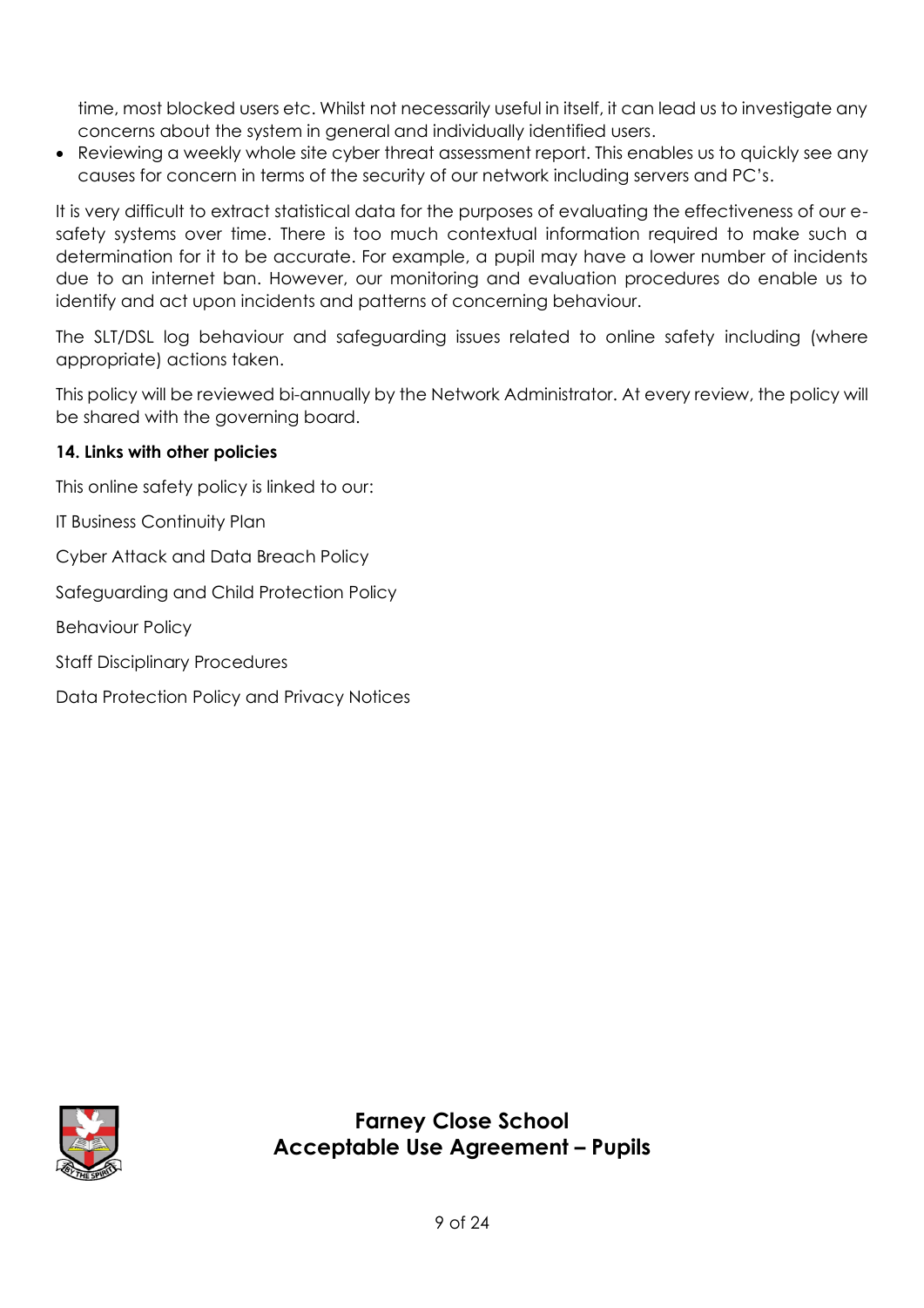time, most blocked users etc. Whilst not necessarily useful in itself, it can lead us to investigate any concerns about the system in general and individually identified users.

- Reviewing a weekly whole site cyber threat assessment report. This enables us to quickly see any causes for concern in terms of the security of our network including servers and PC's.

It is very difficult to extract statistical data for the purposes of evaluating the effectiveness of our e-safety systems over time. There is too much contextual information required to make such a determination for it to be accurate. For example, a pupil may have a lower number of incidents due to an internet ban. However, our monitoring and evaluation procedures do enable us to identify and act upon incidents and patterns of concerning behaviour.

The SLT/DSL log behaviour and safeguarding issues related to online safety including (where appropriate) actions taken.

This policy will be reviewed bi-annually by the Network Administrator. At every review, the policy will be shared with the governing board.

**14. Links with other policies**

This online safety policy is linked to our:

IT Business Continuity Plan

Cyber Attack and Data Breach Policy

Safeguarding and Child Protection Policy

Behaviour Policy

Staff Disciplinary Procedures

Data Protection Policy and Privacy Notices

## Farney Close School
## Acceptable Use Agreement – Pupils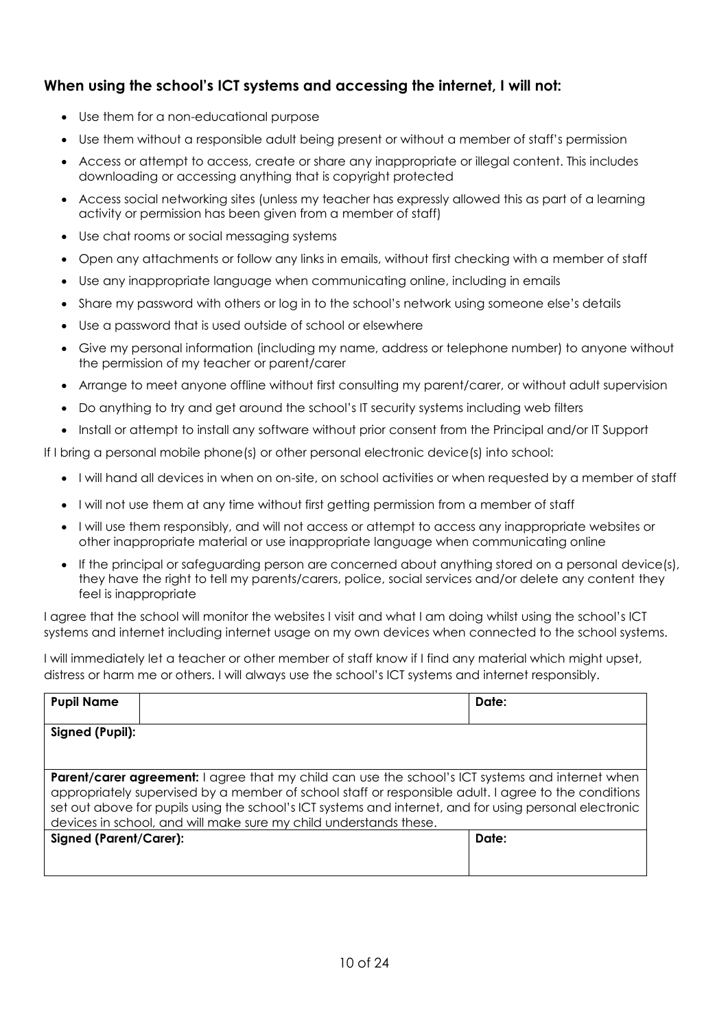### When using the school's ICT systems and accessing the internet, I will not:

- Use them for a non-educational purpose
- Use them without a responsible adult being present or without a member of staff's permission
- Access or attempt to access, create or share any inappropriate or illegal content. This includes downloading or accessing anything that is copyright protected
- Access social networking sites (unless my teacher has expressly allowed this as part of a learning activity or permission has been given from a member of staff)
- Use chat rooms or social messaging systems
- Open any attachments or follow any links in emails, without first checking with a member of staff
- Use any inappropriate language when communicating online, including in emails
- Share my password with others or log in to the school's network using someone else's details
- Use a password that is used outside of school or elsewhere
- Give my personal information (including my name, address or telephone number) to anyone without the permission of my teacher or parent/carer
- Arrange to meet anyone offline without first consulting my parent/carer, or without adult supervision
- Do anything to try and get around the school's IT security systems including web filters
- Install or attempt to install any software without prior consent from the Principal and/or IT Support

If I bring a personal mobile phone(s) or other personal electronic device(s) into school:

- I will hand all devices in when on on-site, on school activities or when requested by a member of staff
- I will not use them at any time without first getting permission from a member of staff
- I will use them responsibly, and will not access or attempt to access any inappropriate websites or other inappropriate material or use inappropriate language when communicating online
- If the principal or safeguarding person are concerned about anything stored on a personal device(s), they have the right to tell my parents/carers, police, social services and/or delete any content they feel is inappropriate

I agree that the school will monitor the websites I visit and what I am doing whilst using the school's ICT systems and internet including internet usage on my own devices when connected to the school systems.

I will immediately let a teacher or other member of staff know if I find any material which might upset, distress or harm me or others. I will always use the school's ICT systems and internet responsibly.

| **Pupil Name** | | **Date:** |
|---|---|---|
| **Signed (Pupil):** | | |
| **Parent/carer agreement:** I agree that my child can use the school's ICT systems and internet when appropriately supervised by a member of school staff or responsible adult. I agree to the conditions set out above for pupils using the school's ICT systems and internet, and for using personal electronic devices in school, and will make sure my child understands these. | | |
| **Signed (Parent/Carer):** | | **Date:** |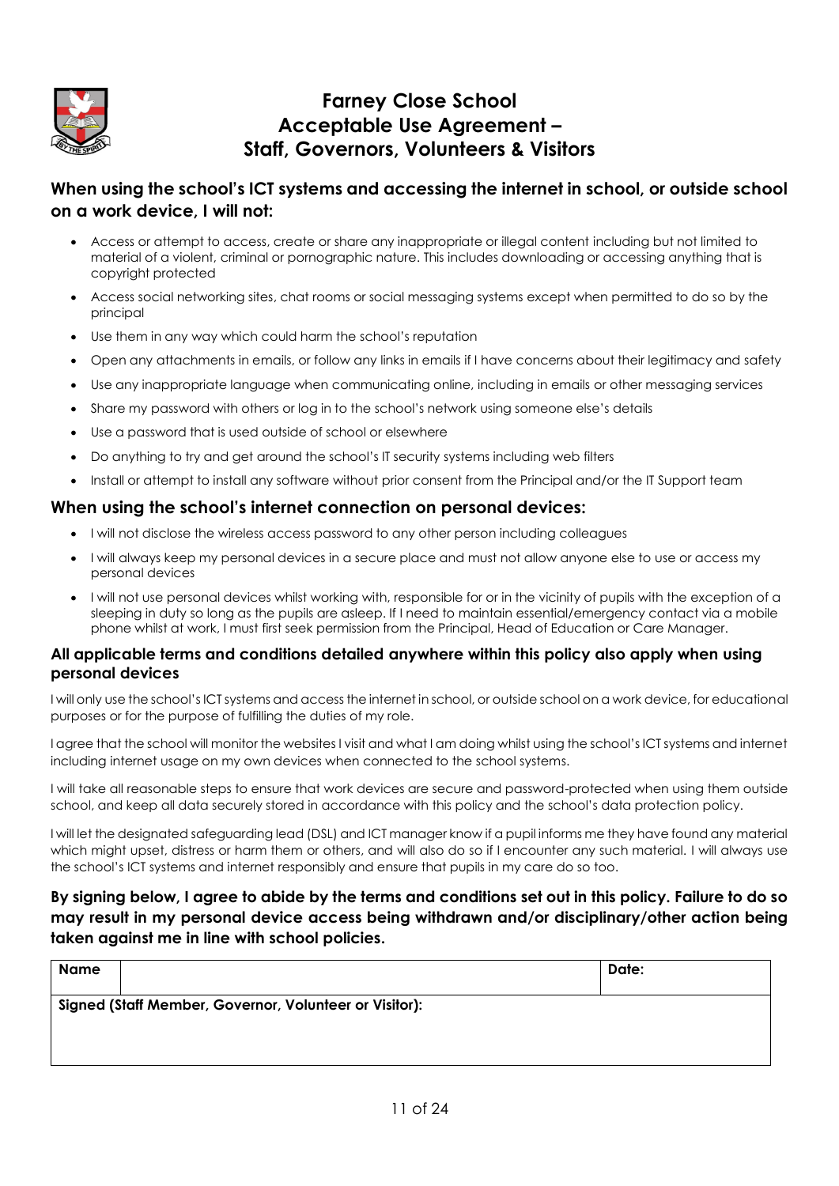# Farney Close School
# Acceptable Use Agreement – Staff, Governors, Volunteers & Visitors

## When using the school's ICT systems and accessing the internet in school, or outside school on a work device, I will not:

- Access or attempt to access, create or share any inappropriate or illegal content including but not limited to material of a violent, criminal or pornographic nature. This includes downloading or accessing anything that is copyright protected
- Access social networking sites, chat rooms or social messaging systems except when permitted to do so by the principal
- Use them in any way which could harm the school's reputation
- Open any attachments in emails, or follow any links in emails if I have concerns about their legitimacy and safety
- Use any inappropriate language when communicating online, including in emails or other messaging services
- Share my password with others or log in to the school's network using someone else's details
- Use a password that is used outside of school or elsewhere
- Do anything to try and get around the school's IT security systems including web filters
- Install or attempt to install any software without prior consent from the Principal and/or the IT Support team

## When using the school's internet connection on personal devices:

- I will not disclose the wireless access password to any other person including colleagues
- I will always keep my personal devices in a secure place and must not allow anyone else to use or access my personal devices
- I will not use personal devices whilst working with, responsible for or in the vicinity of pupils with the exception of a sleeping in duty so long as the pupils are asleep. If I need to maintain essential/emergency contact via a mobile phone whilst at work, I must first seek permission from the Principal, Head of Education or Care Manager.

### All applicable terms and conditions detailed anywhere within this policy also apply when using personal devices

I will only use the school's ICT systems and access the internet in school, or outside school on a work device, for educational purposes or for the purpose of fulfilling the duties of my role.

I agree that the school will monitor the websites I visit and what I am doing whilst using the school's ICT systems and internet including internet usage on my own devices when connected to the school systems.

I will take all reasonable steps to ensure that work devices are secure and password-protected when using them outside school, and keep all data securely stored in accordance with this policy and the school's data protection policy.

I will let the designated safeguarding lead (DSL) and ICT manager know if a pupil informs me they have found any material which might upset, distress or harm them or others, and will also do so if I encounter any such material. I will always use the school's ICT systems and internet responsibly and ensure that pupils in my care do so too.

**By signing below, I agree to abide by the terms and conditions set out in this policy. Failure to do so may result in my personal device access being withdrawn and/or disciplinary/other action being taken against me in line with school policies.**

| **Name** | | **Date:** |
|---|---|---|
| **Signed (Staff Member, Governor, Volunteer or Visitor):** | | |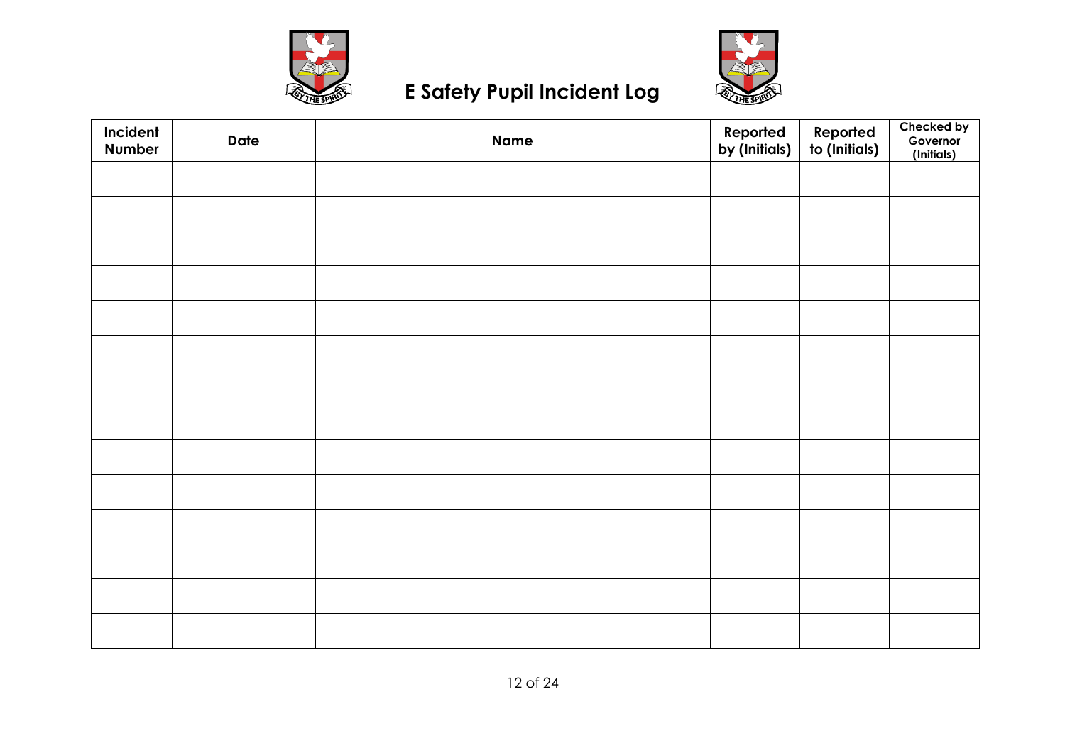# E Safety Pupil Incident Log

| Incident Number | Date | Name | Reported by (Initials) | Reported to (Initials) | Checked by Governor (Initials) |
|---|---|---|---|---|---|
| | | | | | |
| | | | | | |
| | | | | | |
| | | | | | |
| | | | | | |
| | | | | | |
| | | | | | |
| | | | | | |
| | | | | | |
| | | | | | |
| | | | | | |
| | | | | | |
| | | | | | |
| | | | | | |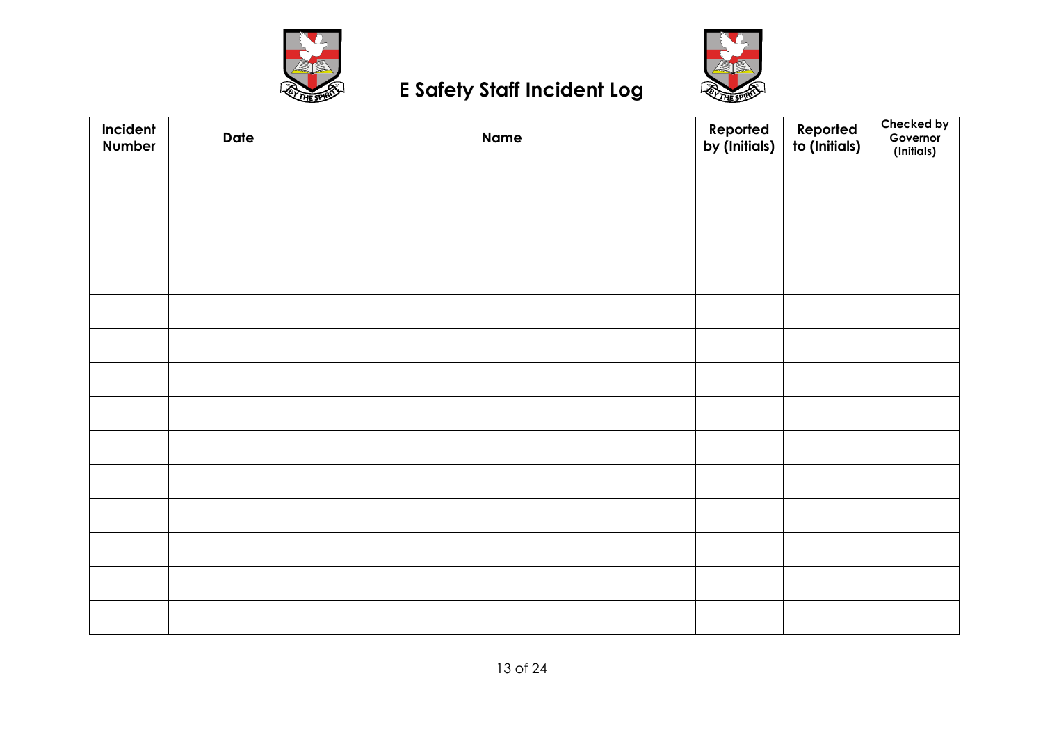# E Safety Staff Incident Log

| Incident Number | Date | Name | Reported by (Initials) | Reported to (Initials) | Checked by Governor (Initials) |
|---|---|---|---|---|---|
| | | | | | |
| | | | | | |
| | | | | | |
| | | | | | |
| | | | | | |
| | | | | | |
| | | | | | |
| | | | | | |
| | | | | | |
| | | | | | |
| | | | | | |
| | | | | | |
| | | | | | |
| | | | | | |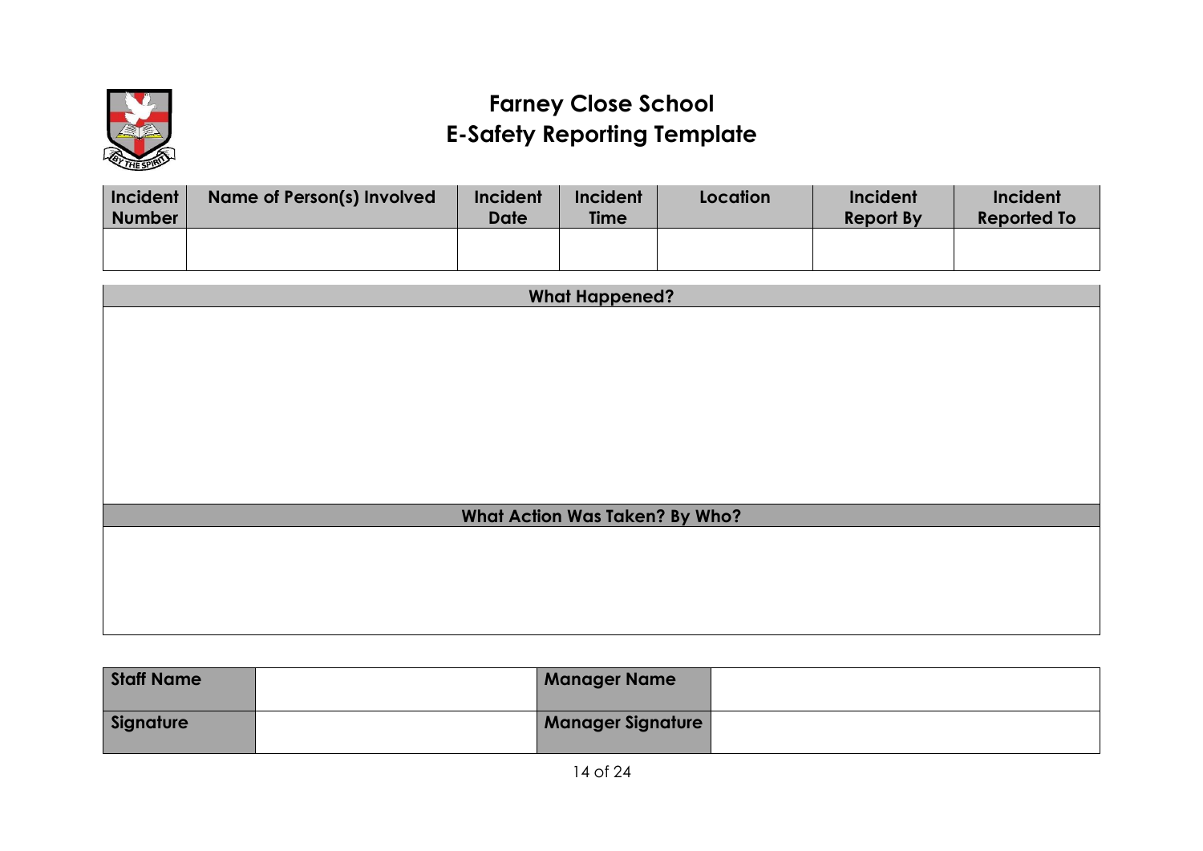# Farney Close School
# E-Safety Reporting Template

| Incident Number | Name of Person(s) Involved | Incident Date | Incident Time | Location | Incident Report By | Incident Reported To |
|---|---|---|---|---|---|---|
| | | | | | | |

| What Happened? |
|---|
| |

| What Action Was Taken? By Who? |
|---|
| |

| Staff Name | | Manager Name | |
|---|---|---|---|
| Signature | | Manager Signature | |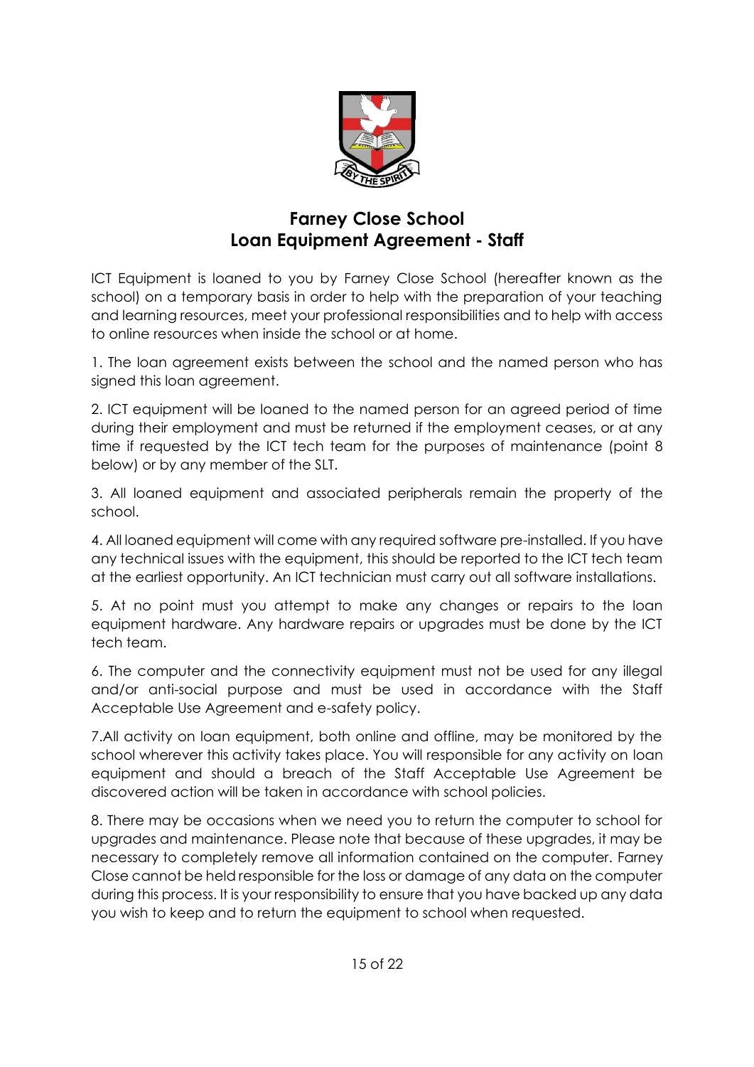# Farney Close School
# Loan Equipment Agreement - Staff

ICT Equipment is loaned to you by Farney Close School (hereafter known as the school) on a temporary basis in order to help with the preparation of your teaching and learning resources, meet your professional responsibilities and to help with access to online resources when inside the school or at home.

1. The loan agreement exists between the school and the named person who has signed this loan agreement.

2. ICT equipment will be loaned to the named person for an agreed period of time during their employment and must be returned if the employment ceases, or at any time if requested by the ICT tech team for the purposes of maintenance (point 8 below) or by any member of the SLT.

3. All loaned equipment and associated peripherals remain the property of the school.

4. All loaned equipment will come with any required software pre-installed. If you have any technical issues with the equipment, this should be reported to the ICT tech team at the earliest opportunity. An ICT technician must carry out all software installations.

5. At no point must you attempt to make any changes or repairs to the loan equipment hardware. Any hardware repairs or upgrades must be done by the ICT tech team.

6. The computer and the connectivity equipment must not be used for any illegal and/or anti-social purpose and must be used in accordance with the Staff Acceptable Use Agreement and e-safety policy.

7.All activity on loan equipment, both online and offline, may be monitored by the school wherever this activity takes place. You will responsible for any activity on loan equipment and should a breach of the Staff Acceptable Use Agreement be discovered action will be taken in accordance with school policies.

8. There may be occasions when we need you to return the computer to school for upgrades and maintenance. Please note that because of these upgrades, it may be necessary to completely remove all information contained on the computer. Farney Close cannot be held responsible for the loss or damage of any data on the computer during this process. It is your responsibility to ensure that you have backed up any data you wish to keep and to return the equipment to school when requested.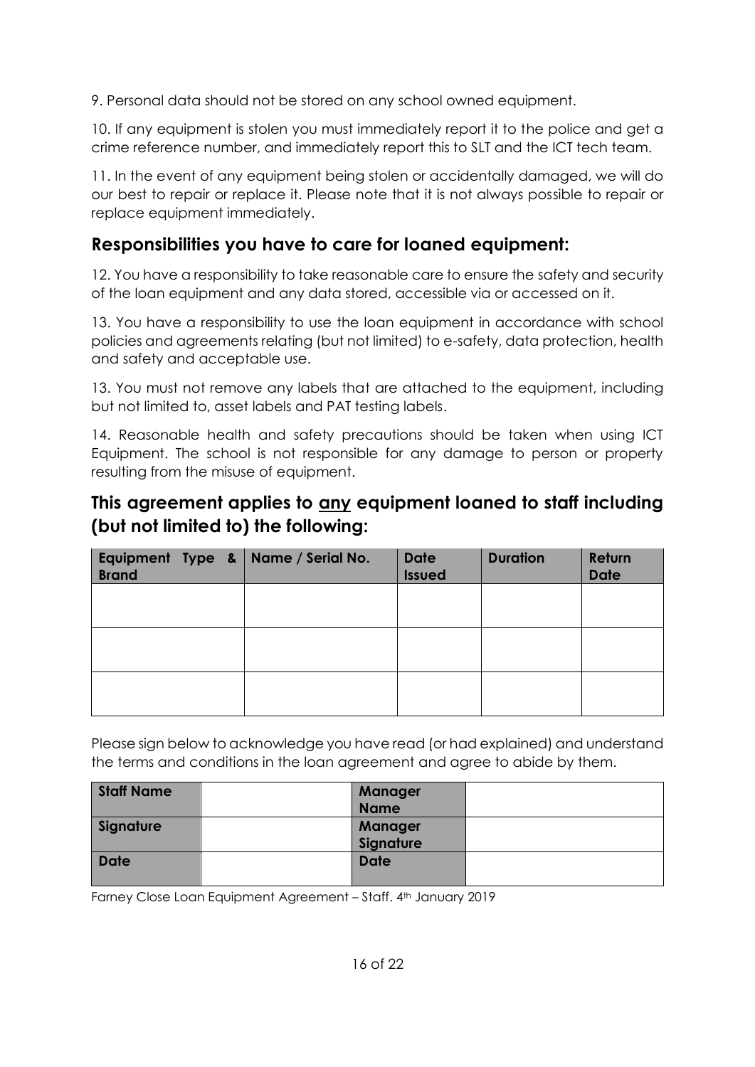9. Personal data should not be stored on any school owned equipment.

10. If any equipment is stolen you must immediately report it to the police and get a crime reference number, and immediately report this to SLT and the ICT tech team.

11. In the event of any equipment being stolen or accidentally damaged, we will do our best to repair or replace it. Please note that it is not always possible to repair or replace equipment immediately.

## Responsibilities you have to care for loaned equipment:

12. You have a responsibility to take reasonable care to ensure the safety and security of the loan equipment and any data stored, accessible via or accessed on it.

13. You have a responsibility to use the loan equipment in accordance with school policies and agreements relating (but not limited) to e-safety, data protection, health and safety and acceptable use.

13. You must not remove any labels that are attached to the equipment, including but not limited to, asset labels and PAT testing labels.

14. Reasonable health and safety precautions should be taken when using ICT Equipment. The school is not responsible for any damage to person or property resulting from the misuse of equipment.

## This agreement applies to <u>any</u> equipment loaned to staff including (but not limited to) the following:

| Equipment Type & Brand | Name / Serial No. | Date Issued | Duration | Return Date |
|---|---|---|---|---|
| | | | | |
| | | | | |
| | | | | |

Please sign below to acknowledge you have read (or had explained) and understand the terms and conditions in the loan agreement and agree to abide by them.

| Staff Name | | Manager Name | |
|---|---|---|---|
| Signature | | Manager Signature | |
| Date | | Date | |

Farney Close Loan Equipment Agreement – Staff. 4th January 2019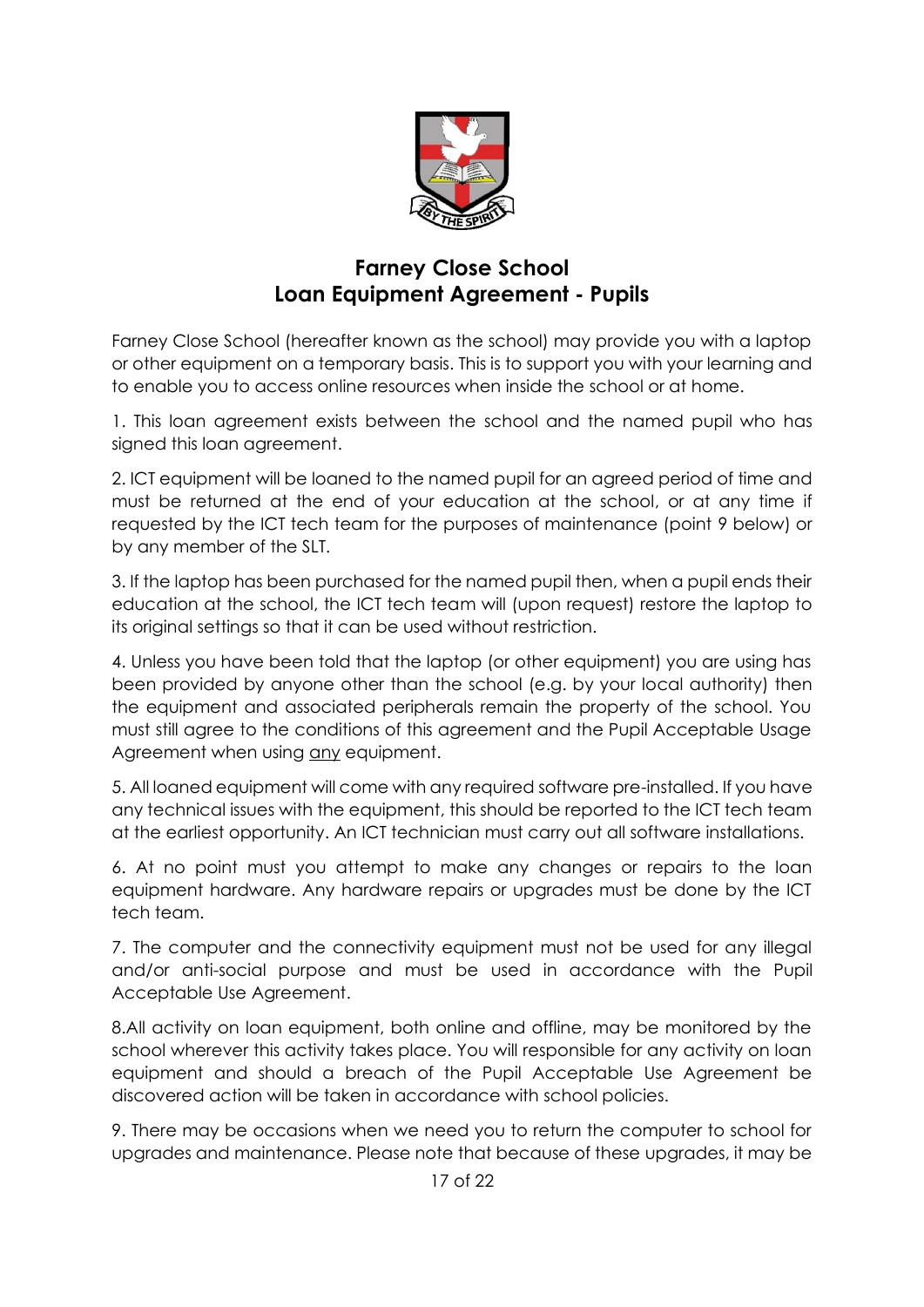# Farney Close School
## Loan Equipment Agreement - Pupils

Farney Close School (hereafter known as the school) may provide you with a laptop or other equipment on a temporary basis. This is to support you with your learning and to enable you to access online resources when inside the school or at home.

1. This loan agreement exists between the school and the named pupil who has signed this loan agreement.

2. ICT equipment will be loaned to the named pupil for an agreed period of time and must be returned at the end of your education at the school, or at any time if requested by the ICT tech team for the purposes of maintenance (point 9 below) or by any member of the SLT.

3. If the laptop has been purchased for the named pupil then, when a pupil ends their education at the school, the ICT tech team will (upon request) restore the laptop to its original settings so that it can be used without restriction.

4. Unless you have been told that the laptop (or other equipment) you are using has been provided by anyone other than the school (e.g. by your local authority) then the equipment and associated peripherals remain the property of the school. You must still agree to the conditions of this agreement and the Pupil Acceptable Usage Agreement when using <u>any</u> equipment.

5. All loaned equipment will come with any required software pre-installed. If you have any technical issues with the equipment, this should be reported to the ICT tech team at the earliest opportunity. An ICT technician must carry out all software installations.

6. At no point must you attempt to make any changes or repairs to the loan equipment hardware. Any hardware repairs or upgrades must be done by the ICT tech team.

7. The computer and the connectivity equipment must not be used for any illegal and/or anti-social purpose and must be used in accordance with the Pupil Acceptable Use Agreement.

8.All activity on loan equipment, both online and offline, may be monitored by the school wherever this activity takes place. You will responsible for any activity on loan equipment and should a breach of the Pupil Acceptable Use Agreement be discovered action will be taken in accordance with school policies.

9. There may be occasions when we need you to return the computer to school for upgrades and maintenance. Please note that because of these upgrades, it may be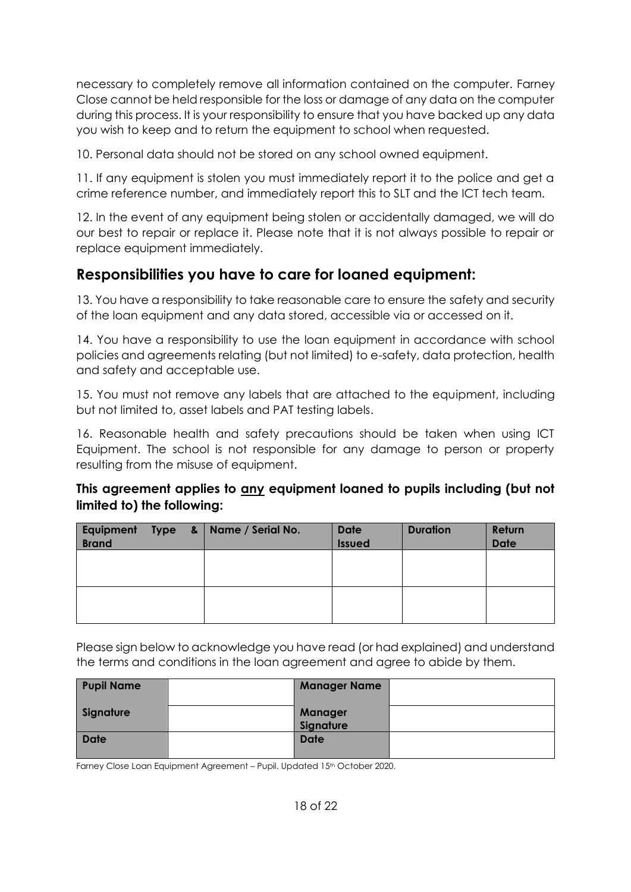necessary to completely remove all information contained on the computer. Farney Close cannot be held responsible for the loss or damage of any data on the computer during this process. It is your responsibility to ensure that you have backed up any data you wish to keep and to return the equipment to school when requested.

10. Personal data should not be stored on any school owned equipment.

11. If any equipment is stolen you must immediately report it to the police and get a crime reference number, and immediately report this to SLT and the ICT tech team.

12. In the event of any equipment being stolen or accidentally damaged, we will do our best to repair or replace it. Please note that it is not always possible to repair or replace equipment immediately.

## Responsibilities you have to care for loaned equipment:

13. You have a responsibility to take reasonable care to ensure the safety and security of the loan equipment and any data stored, accessible via or accessed on it.

14. You have a responsibility to use the loan equipment in accordance with school policies and agreements relating (but not limited) to e-safety, data protection, health and safety and acceptable use.

15. You must not remove any labels that are attached to the equipment, including but not limited to, asset labels and PAT testing labels.

16. Reasonable health and safety precautions should be taken when using ICT Equipment. The school is not responsible for any damage to person or property resulting from the misuse of equipment.

### This agreement applies to <u>any</u> equipment loaned to pupils including (but not limited to) the following:

| Equipment Type & Brand | Name / Serial No. | Date Issued | Duration | Return Date |
|---|---|---|---|---|
| | | | | |
| | | | | |

Please sign below to acknowledge you have read (or had explained) and understand the terms and conditions in the loan agreement and agree to abide by them.

| Pupil Name | | Manager Name | |
|---|---|---|---|
| Signature | | Manager Signature | |
| Date | | Date | |

Farney Close Loan Equipment Agreement – Pupil. Updated 15th October 2020.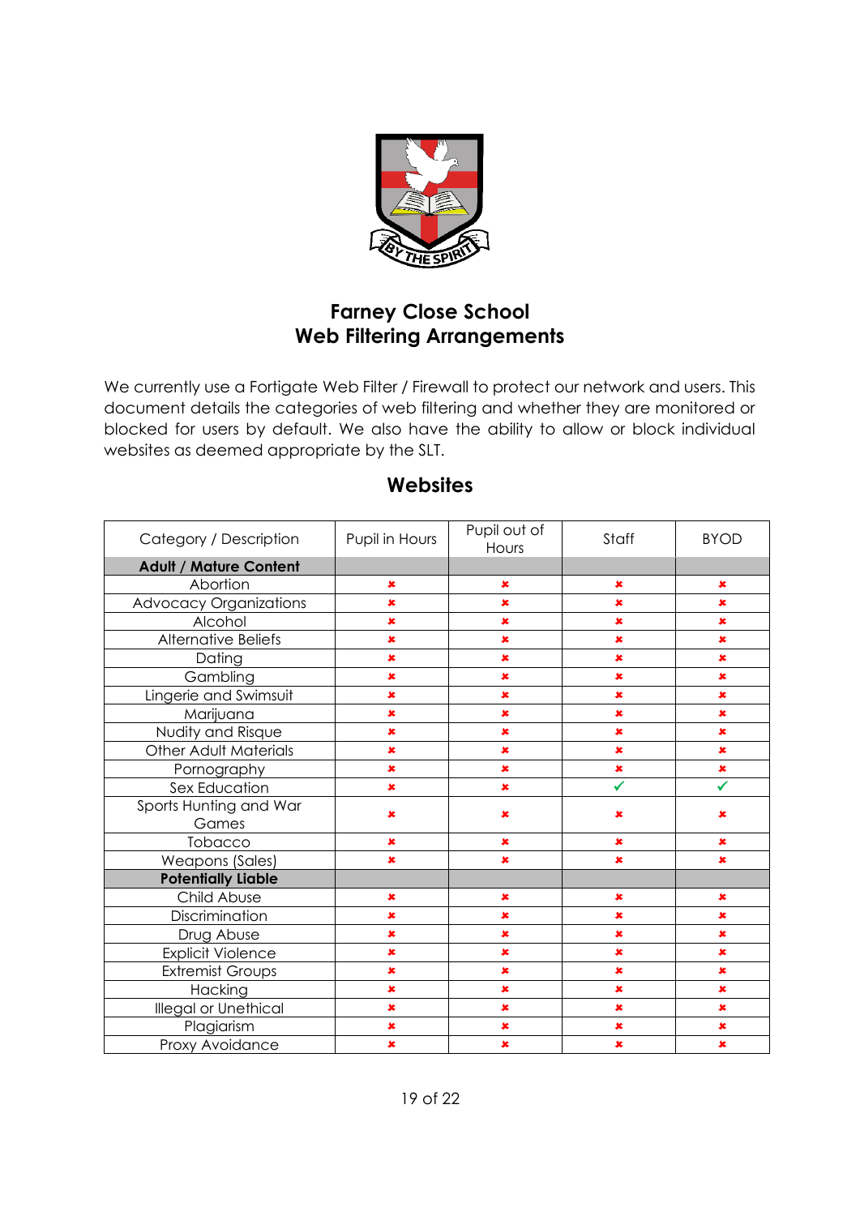# Farney Close School
# Web Filtering Arrangements

We currently use a Fortigate Web Filter / Firewall to protect our network and users. This document details the categories of web filtering and whether they are monitored or blocked for users by default. We also have the ability to allow or block individual websites as deemed appropriate by the SLT.

## Websites

| Category / Description | Pupil in Hours | Pupil out of Hours | Staff | BYOD |
|---|---|---|---|---|
| **Adult / Mature Content** | | | | |
| Abortion | ✖ | ✖ | ✖ | ✖ |
| Advocacy Organizations | ✖ | ✖ | ✖ | ✖ |
| Alcohol | ✖ | ✖ | ✖ | ✖ |
| Alternative Beliefs | ✖ | ✖ | ✖ | ✖ |
| Dating | ✖ | ✖ | ✖ | ✖ |
| Gambling | ✖ | ✖ | ✖ | ✖ |
| Lingerie and Swimsuit | ✖ | ✖ | ✖ | ✖ |
| Marijuana | ✖ | ✖ | ✖ | ✖ |
| Nudity and Risque | ✖ | ✖ | ✖ | ✖ |
| Other Adult Materials | ✖ | ✖ | ✖ | ✖ |
| Pornography | ✖ | ✖ | ✖ | ✖ |
| Sex Education | ✖ | ✖ | ✓ | ✓ |
| Sports Hunting and War Games | ✖ | ✖ | ✖ | ✖ |
| Tobacco | ✖ | ✖ | ✖ | ✖ |
| Weapons (Sales) | ✖ | ✖ | ✖ | ✖ |
| **Potentially Liable** | | | | |
| Child Abuse | ✖ | ✖ | ✖ | ✖ |
| Discrimination | ✖ | ✖ | ✖ | ✖ |
| Drug Abuse | ✖ | ✖ | ✖ | ✖ |
| Explicit Violence | ✖ | ✖ | ✖ | ✖ |
| Extremist Groups | ✖ | ✖ | ✖ | ✖ |
| Hacking | ✖ | ✖ | ✖ | ✖ |
| Illegal or Unethical | ✖ | ✖ | ✖ | ✖ |
| Plagiarism | ✖ | ✖ | ✖ | ✖ |
| Proxy Avoidance | ✖ | ✖ | ✖ | ✖ |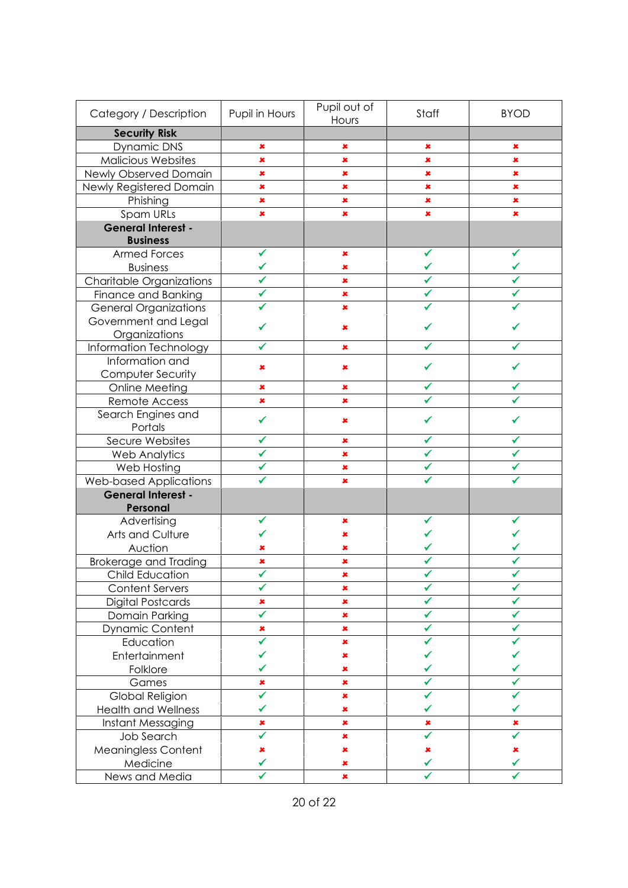| Category / Description | Pupil in Hours | Pupil out of Hours | Staff | BYOD |
|---|---|---|---|---|
| **Security Risk** | | | | |
| Dynamic DNS | ✖ | ✖ | ✖ | ✖ |
| Malicious Websites | ✖ | ✖ | ✖ | ✖ |
| Newly Observed Domain | ✖ | ✖ | ✖ | ✖ |
| Newly Registered Domain | ✖ | ✖ | ✖ | ✖ |
| Phishing | ✖ | ✖ | ✖ | ✖ |
| Spam URLs | ✖ | ✖ | ✖ | ✖ |
| **General Interest - Business** | | | | |
| Armed Forces | ✓ | ✖ | ✓ | ✓ |
| Business | ✓ | ✖ | ✓ | ✓ |
| Charitable Organizations | ✓ | ✖ | ✓ | ✓ |
| Finance and Banking | ✓ | ✖ | ✓ | ✓ |
| General Organizations | ✓ | ✖ | ✓ | ✓ |
| Government and Legal Organizations | ✓ | ✖ | ✓ | ✓ |
| Information Technology | ✓ | ✖ | ✓ | ✓ |
| Information and Computer Security | ✖ | ✖ | ✓ | ✓ |
| Online Meeting | ✖ | ✖ | ✓ | ✓ |
| Remote Access | ✖ | ✖ | ✓ | ✓ |
| Search Engines and Portals | ✓ | ✖ | ✓ | ✓ |
| Secure Websites | ✓ | ✖ | ✓ | ✓ |
| Web Analytics | ✓ | ✖ | ✓ | ✓ |
| Web Hosting | ✓ | ✖ | ✓ | ✓ |
| Web-based Applications | ✓ | ✖ | ✓ | ✓ |
| **General Interest - Personal** | | | | |
| Advertising | ✓ | ✖ | ✓ | ✓ |
| Arts and Culture | ✓ | ✖ | ✓ | ✓ |
| Auction | ✖ | ✖ | ✓ | ✓ |
| Brokerage and Trading | ✖ | ✖ | ✓ | ✓ |
| Child Education | ✓ | ✖ | ✓ | ✓ |
| Content Servers | ✓ | ✖ | ✓ | ✓ |
| Digital Postcards | ✖ | ✖ | ✓ | ✓ |
| Domain Parking | ✓ | ✖ | ✓ | ✓ |
| Dynamic Content | ✖ | ✖ | ✓ | ✓ |
| Education | ✓ | ✖ | ✓ | ✓ |
| Entertainment | ✓ | ✖ | ✓ | ✓ |
| Folklore | ✓ | ✖ | ✓ | ✓ |
| Games | ✖ | ✖ | ✓ | ✓ |
| Global Religion | ✓ | ✖ | ✓ | ✓ |
| Health and Wellness | ✓ | ✖ | ✓ | ✓ |
| Instant Messaging | ✖ | ✖ | ✖ | ✖ |
| Job Search | ✓ | ✖ | ✓ | ✓ |
| Meaningless Content | ✖ | ✖ | ✖ | ✖ |
| Medicine | ✓ | ✖ | ✓ | ✓ |
| News and Media | ✓ | ✖ | ✓ | ✓ |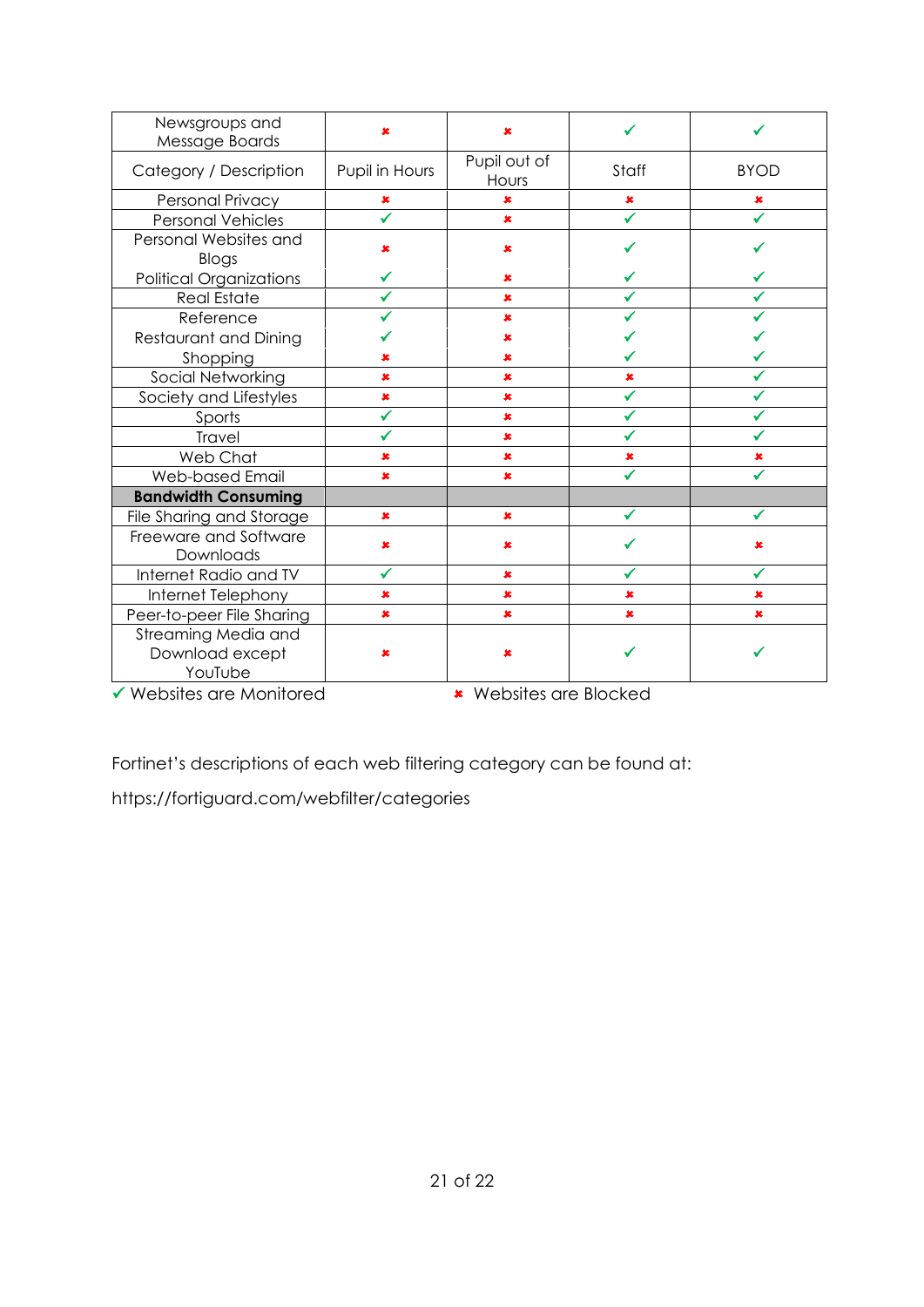| Category / Description | Pupil in Hours | Pupil out of Hours | Staff | BYOD |
|---|---|---|---|---|
| Newsgroups and Message Boards | ✖ | ✖ | ✔ | ✔ |
| Personal Privacy | ✖ | ✖ | ✖ | ✖ |
| Personal Vehicles | ✔ | ✖ | ✔ | ✔ |
| Personal Websites and Blogs | ✖ | ✖ | ✔ | ✔ |
| Political Organizations | ✔ | ✖ | ✔ | ✔ |
| Real Estate | ✔ | ✖ | ✔ | ✔ |
| Reference | ✔ | ✖ | ✔ | ✔ |
| Restaurant and Dining | ✔ | ✖ | ✔ | ✔ |
| Shopping | ✖ | ✖ | ✔ | ✔ |
| Social Networking | ✖ | ✖ | ✖ | ✔ |
| Society and Lifestyles | ✖ | ✖ | ✔ | ✔ |
| Sports | ✔ | ✖ | ✔ | ✔ |
| Travel | ✔ | ✖ | ✔ | ✔ |
| Web Chat | ✖ | ✖ | ✖ | ✖ |
| Web-based Email | ✖ | ✖ | ✔ | ✔ |
| **Bandwidth Consuming** | | | | |
| File Sharing and Storage | ✖ | ✖ | ✔ | ✔ |
| Freeware and Software Downloads | ✖ | ✖ | ✔ | ✖ |
| Internet Radio and TV | ✔ | ✖ | ✔ | ✔ |
| Internet Telephony | ✖ | ✖ | ✖ | ✖ |
| Peer-to-peer File Sharing | ✖ | ✖ | ✖ | ✖ |
| Streaming Media and Download except YouTube | ✖ | ✖ | ✔ | ✔ |

✔ Websites are Monitored ✖ Websites are Blocked

Fortinet's descriptions of each web filtering category can be found at:

https://fortiguard.com/webfilter/categories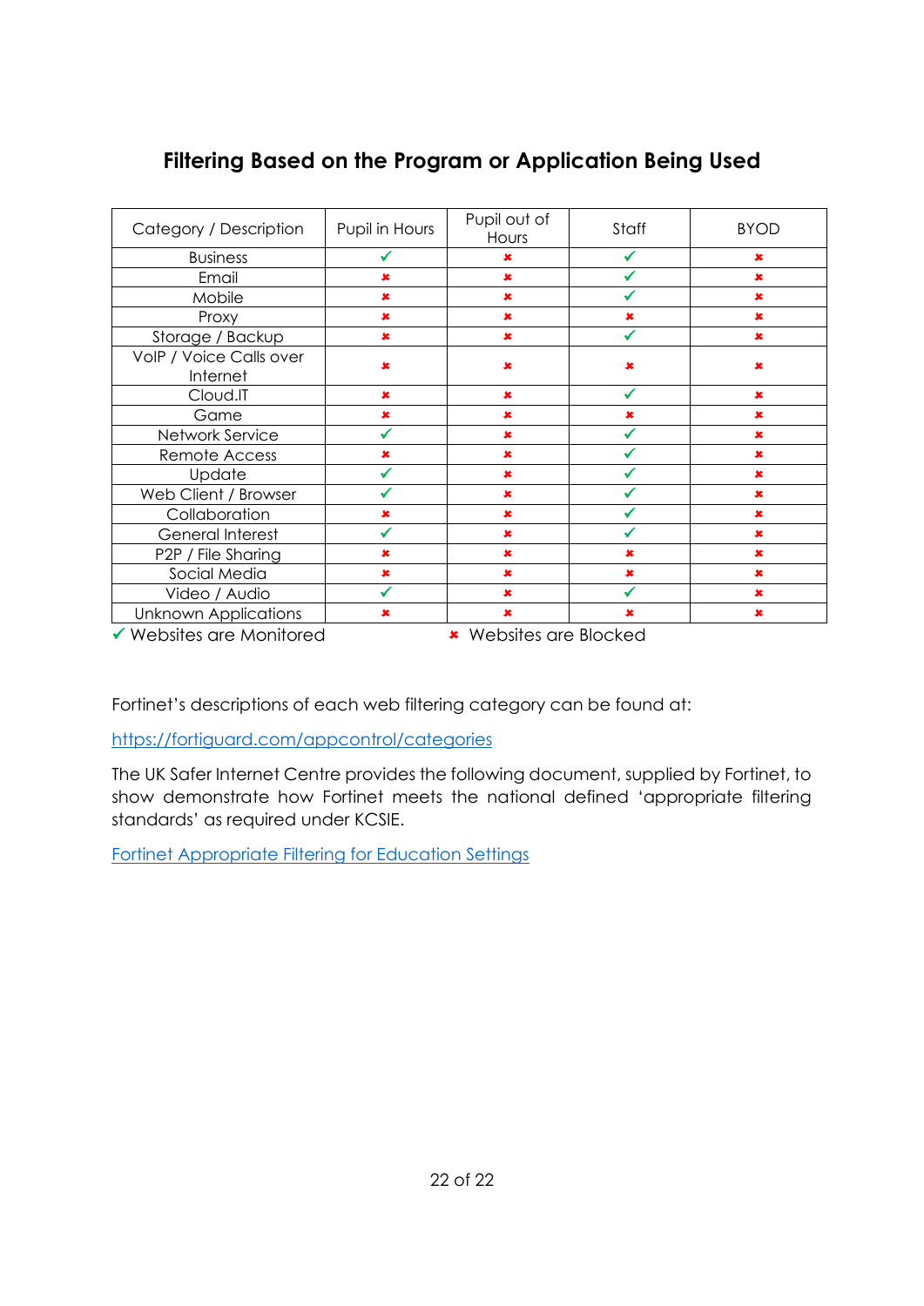## Filtering Based on the Program or Application Being Used

| Category / Description | Pupil in Hours | Pupil out of Hours | Staff | BYOD |
|---|---|---|---|---|
| Business | ✓ | ✖ | ✓ | ✖ |
| Email | ✖ | ✖ | ✓ | ✖ |
| Mobile | ✖ | ✖ | ✓ | ✖ |
| Proxy | ✖ | ✖ | ✖ | ✖ |
| Storage / Backup | ✖ | ✖ | ✓ | ✖ |
| VoIP / Voice Calls over Internet | ✖ | ✖ | ✖ | ✖ |
| Cloud.IT | ✖ | ✖ | ✓ | ✖ |
| Game | ✖ | ✖ | ✖ | ✖ |
| Network Service | ✓ | ✖ | ✓ | ✖ |
| Remote Access | ✖ | ✖ | ✓ | ✖ |
| Update | ✓ | ✖ | ✓ | ✖ |
| Web Client / Browser | ✓ | ✖ | ✓ | ✖ |
| Collaboration | ✖ | ✖ | ✓ | ✖ |
| General Interest | ✓ | ✖ | ✓ | ✖ |
| P2P / File Sharing | ✖ | ✖ | ✖ | ✖ |
| Social Media | ✖ | ✖ | ✖ | ✖ |
| Video / Audio | ✓ | ✖ | ✓ | ✖ |
| Unknown Applications | ✖ | ✖ | ✖ | ✖ |

✓ Websites are Monitored ✖ Websites are Blocked

Fortinet's descriptions of each web filtering category can be found at:

https://fortiguard.com/appcontrol/categories

The UK Safer Internet Centre provides the following document, supplied by Fortinet, to show demonstrate how Fortinet meets the national defined 'appropriate filtering standards' as required under KCSIE.

Fortinet Appropriate Filtering for Education Settings